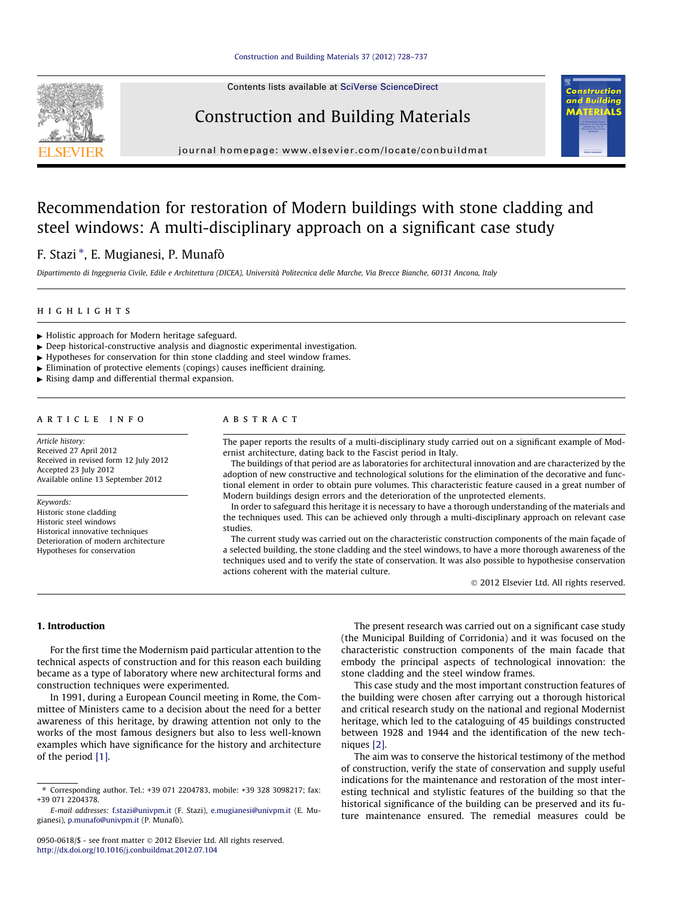# Recommendation for restoration of Modern buildings with stone cladding and steel windows: A multi-disciplinary approach on a significant case study

F. Stazi *, E. Mugianesi, P. Munafò

*Dipartimento di Ingegneria Civile, Edile e Architettura (DICEA), Università Politecnica delle Marche, Via Brecce Bianche, 60131 Ancona, Italy*

## HIGHLIGHTS

- ▶ Holistic approach for Modern heritage safeguard.
- ▶ Deep historical-constructive analysis and diagnostic experimental investigation.
- ▶ Hypotheses for conservation for thin stone cladding and steel window frames.
- ▶ Elimination of protective elements (copings) causes inefficient draining.
- ▶ Rising damp and differential thermal expansion.

## ARTICLE INFO

*Article history:*
Received 27 April 2012
Received in revised form 12 July 2012
Accepted 23 July 2012
Available online 13 September 2012

*Keywords:*
Historic stone cladding
Historic steel windows
Historical innovative techniques
Deterioration of modern architecture
Hypotheses for conservation

## ABSTRACT

The paper reports the results of a multi-disciplinary study carried out on a significant example of Modernist architecture, dating back to the Fascist period in Italy.

The buildings of that period are as laboratories for architectural innovation and are characterized by the adoption of new constructive and technological solutions for the elimination of the decorative and functional element in order to obtain pure volumes. This characteristic feature caused in a great number of Modern buildings design errors and the deterioration of the unprotected elements.

In order to safeguard this heritage it is necessary to have a thorough understanding of the materials and the techniques used. This can be achieved only through a multi-disciplinary approach on relevant case studies.

The current study was carried out on the characteristic construction components of the main façade of a selected building, the stone cladding and the steel windows, to have a more thorough awareness of the techniques used and to verify the state of conservation. It was also possible to hypothesise conservation actions coherent with the material culture.

© 2012 Elsevier Ltd. All rights reserved.

## 1. Introduction

For the first time the Modernism paid particular attention to the technical aspects of construction and for this reason each building became as a type of laboratory where new architectural forms and construction techniques were experimented.

In 1991, during a European Council meeting in Rome, the Committee of Ministers came to a decision about the need for a better awareness of this heritage, by drawing attention not only to the works of the most famous designers but also to less well-known examples which have significance for the history and architecture of the period [1].

The present research was carried out on a significant case study (the Municipal Building of Corridonia) and it was focused on the characteristic construction components of the main facade that embody the principal aspects of technological innovation: the stone cladding and the steel window frames.

This case study and the most important construction features of the building were chosen after carrying out a thorough historical and critical research study on the national and regional Modernist heritage, which led to the cataloguing of 45 buildings constructed between 1928 and 1944 and the identification of the new techniques [2].

The aim was to conserve the historical testimony of the method of construction, verify the state of conservation and supply useful indications for the maintenance and restoration of the most interesting technical and stylistic features of the building so that the historical significance of the building can be preserved and its future maintenance ensured. The remedial measures could be

---

* Corresponding author. Tel.: +39 071 2204783, mobile: +39 328 3098217; fax: +39 071 2204378.

*E-mail addresses:* f.stazi@univpm.it (F. Stazi), e.mugianesi@univpm.it (E. Mugianesi), p.munafo@univpm.it (P. Munafò).

0950-0618/$ - see front matter © 2012 Elsevier Ltd. All rights reserved.
http://dx.doi.org/10.1016/j.conbuildmat.2012.07.104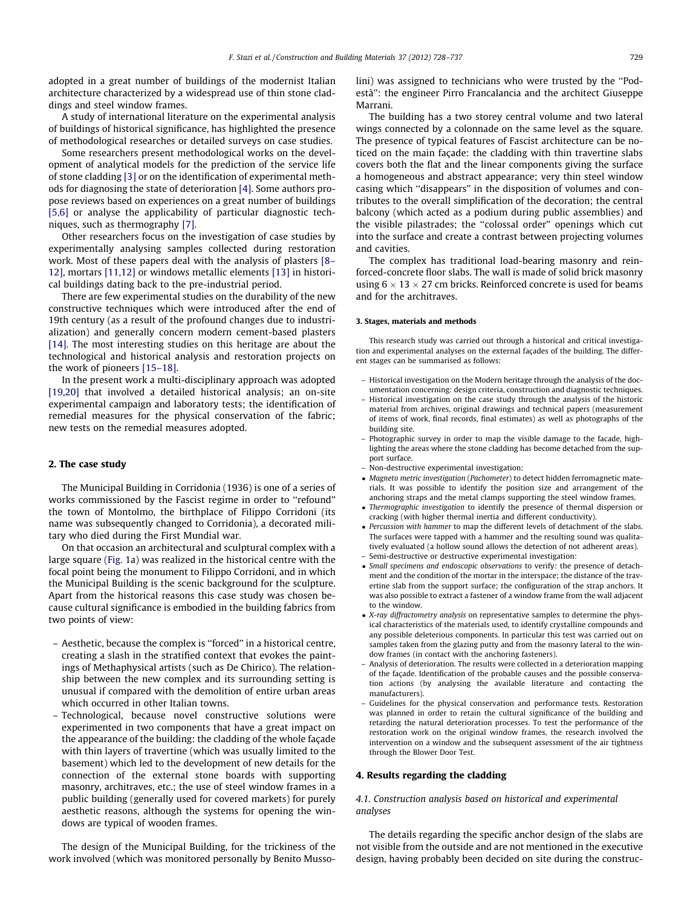adopted in a great number of buildings of the modernist Italian architecture characterized by a widespread use of thin stone claddings and steel window frames.

A study of international literature on the experimental analysis of buildings of historical significance, has highlighted the presence of methodological researches or detailed surveys on case studies.

Some researchers present methodological works on the development of analytical models for the prediction of the service life of stone cladding [3] or on the identification of experimental methods for diagnosing the state of deterioration [4]. Some authors propose reviews based on experiences on a great number of buildings [5,6] or analyse the applicability of particular diagnostic techniques, such as thermography [7].

Other researchers focus on the investigation of case studies by experimentally analysing samples collected during restoration work. Most of these papers deal with the analysis of plasters [8–12], mortars [11,12] or windows metallic elements [13] in historical buildings dating back to the pre-industrial period.

There are few experimental studies on the durability of the new constructive techniques which were introduced after the end of 19th century (as a result of the profound changes due to industrialization) and generally concern modern cement-based plasters [14]. The most interesting studies on this heritage are about the technological and historical analysis and restoration projects on the work of pioneers [15–18].

In the present work a multi-disciplinary approach was adopted [19,20] that involved a detailed historical analysis; an on-site experimental campaign and laboratory tests; the identification of remedial measures for the physical conservation of the fabric; new tests on the remedial measures adopted.

## 2. The case study

The Municipal Building in Corridonia (1936) is one of a series of works commissioned by the Fascist regime in order to "refound" the town of Montolmo, the birthplace of Filippo Corridoni (its name was subsequently changed to Corridonia), a decorated military who died during the First Mundial war.

On that occasion an architectural and sculptural complex with a large square (Fig. 1a) was realized in the historical centre with the focal point being the monument to Filippo Corridoni, and in which the Municipal Building is the scenic background for the sculpture. Apart from the historical reasons this case study was chosen because cultural significance is embodied in the building fabrics from two points of view:

- Aesthetic, because the complex is "forced" in a historical centre, creating a slash in the stratified context that evokes the paintings of Methaphysical artists (such as De Chirico). The relationship between the new complex and its surrounding setting is unusual if compared with the demolition of entire urban areas which occurred in other Italian towns.
- Technological, because novel constructive solutions were experimented in two components that have a great impact on the appearance of the building: the cladding of the whole façade with thin layers of travertine (which was usually limited to the basement) which led to the development of new details for the connection of the external stone boards with supporting masonry, architraves, etc.; the use of steel window frames in a public building (generally used for covered markets) for purely aesthetic reasons, although the systems for opening the windows are typical of wooden frames.

The design of the Municipal Building, for the trickiness of the work involved (which was monitored personally by Benito Mussolini) was assigned to technicians who were trusted by the "Podestà": the engineer Pirro Francalancia and the architect Giuseppe Marrani.

The building has a two storey central volume and two lateral wings connected by a colonnade on the same level as the square. The presence of typical features of Fascist architecture can be noticed on the main façade: the cladding with thin travertine slabs covers both the flat and the linear components giving the surface a homogeneous and abstract appearance; very thin steel window casing which "disappears" in the disposition of volumes and contributes to the overall simplification of the decoration; the central balcony (which acted as a podium during public assemblies) and the visible pilastrades; the "colossal order" openings which cut into the surface and create a contrast between projecting volumes and cavities.

The complex has traditional load-bearing masonry and reinforced-concrete floor slabs. The wall is made of solid brick masonry using $6 \times 13 \times 27$ cm bricks. Reinforced concrete is used for beams and for the architraves.

## 3. Stages, materials and methods

This research study was carried out through a historical and critical investigation and experimental analyses on the external façades of the building. The different stages can be summarised as follows:

- Historical investigation on the Modern heritage through the analysis of the documentation concerning: design criteria, construction and diagnostic techniques.
- Historical investigation on the case study through the analysis of the historic material from archives, original drawings and technical papers (measurement of items of work, final records, final estimates) as well as photographs of the building site.
- Photographic survey in order to map the visible damage to the facade, highlighting the areas where the stone cladding has become detached from the support surface.
- Non-destructive experimental investigation:
  - *Magneto metric investigation* (*Pachometer*) to detect hidden ferromagnetic materials. It was possible to identify the position size and arrangement of the anchoring straps and the metal clamps supporting the steel window frames.
  - *Thermographic investigation* to identify the presence of thermal dispersion or cracking (with higher thermal inertia and different conductivity).
  - *Percussion with hammer* to map the different levels of detachment of the slabs. The surfaces were tapped with a hammer and the resulting sound was qualitatively evaluated (a hollow sound allows the detection of not adherent areas).
- Semi-destructive or destructive experimental investigation:
  - *Small specimens and endoscopic observations* to verify: the presence of detachment and the condition of the mortar in the interspace; the distance of the travertine slab from the support surface; the configuration of the strap anchors. It was also possible to extract a fastener of a window frame from the wall adjacent to the window.
  - *X-ray diffractometry analysis* on representative samples to determine the physical characteristics of the materials used, to identify crystalline compounds and any possible deleterious components. In particular this test was carried out on samples taken from the glazing putty and from the masonry lateral to the window frames (in contact with the anchoring fasteners).
- Analysis of deterioration. The results were collected in a deterioration mapping of the façade. Identification of the probable causes and the possible conservation actions (by analysing the available literature and contacting the manufacturers).
- Guidelines for the physical conservation and performance tests. Restoration was planned in order to retain the cultural significance of the building and retarding the natural deterioration processes. To test the performance of the restoration work on the original window frames, the research involved the intervention on a window and the subsequent assessment of the air tightness through the Blower Door Test.

## 4. Results regarding the cladding

### 4.1. Construction analysis based on historical and experimental analyses

The details regarding the specific anchor design of the slabs are not visible from the outside and are not mentioned in the executive design, having probably been decided on site during the construc-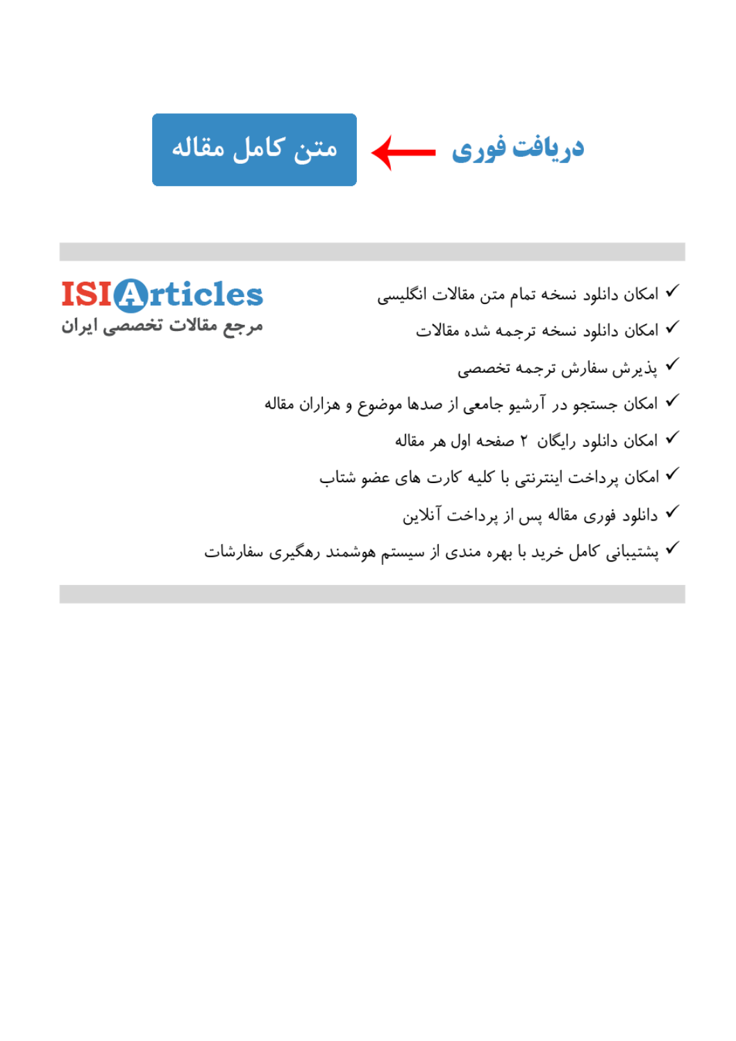دریافت فوری ← متن کامل مقاله

**ISIArticles**
مرجع مقالات تخصصی ایران

- ✓ امکان دانلود نسخه تمام متن مقالات انگلیسی
- ✓ امکان دانلود نسخه ترجمه شده مقالات
- ✓ پذیرش سفارش ترجمه تخصصی
- ✓ امکان جستجو در آرشیو جامعی از صدها موضوع و هزاران مقاله
- ✓ امکان دانلود رایگان ۲ صفحه اول هر مقاله
- ✓ امکان پرداخت اینترنتی با کلیه کارت های عضو شتاب
- ✓ دانلود فوری مقاله پس از پرداخت آنلاین
- ✓ پشتیبانی کامل خرید با بهره مندی از سیستم هوشمند رهگیری سفارشات